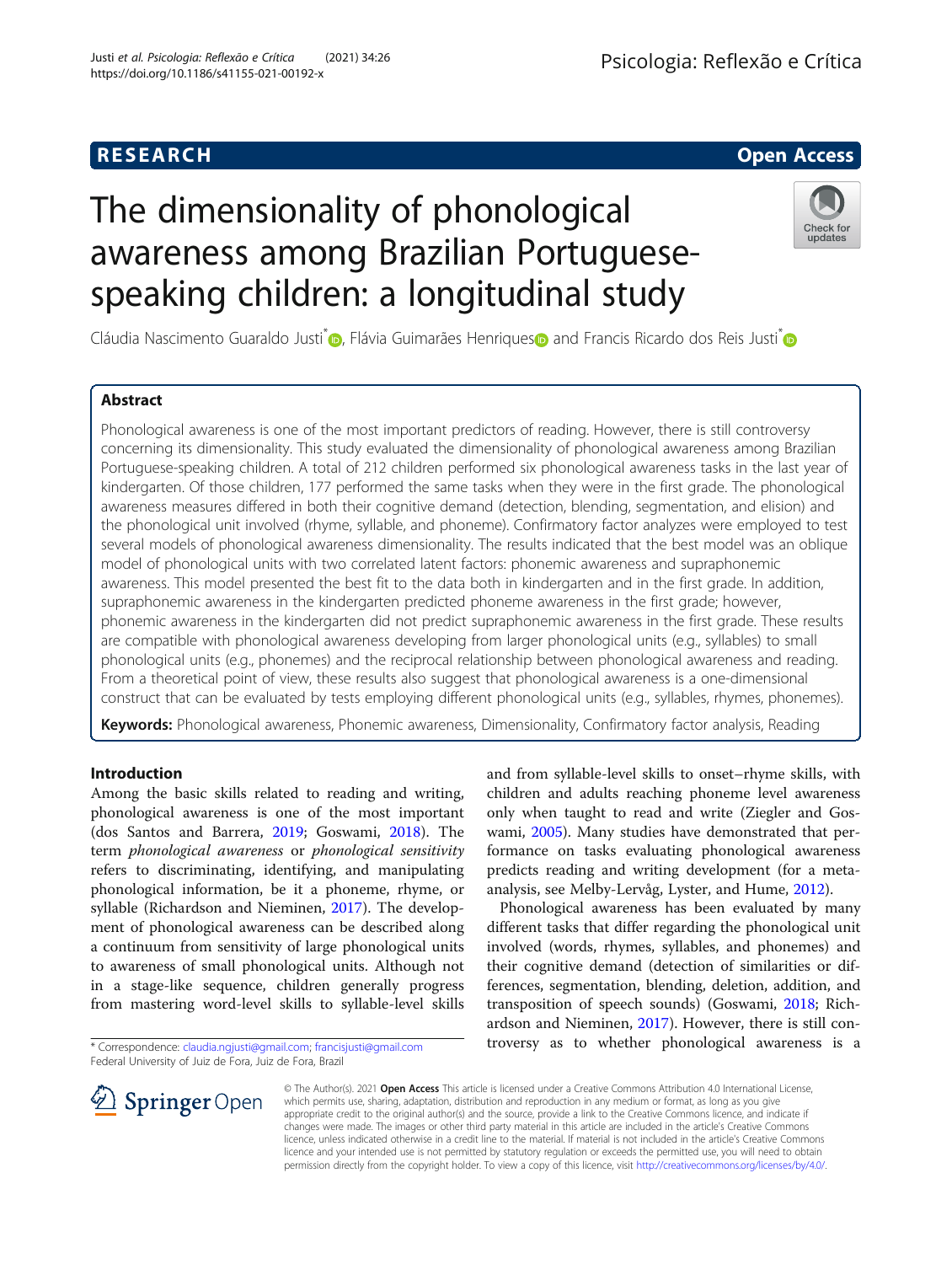RESEARCH Open Access

# The dimensionality of phonological awareness among Brazilian Portuguese-speaking children: a longitudinal study

Cláudia Nascimento Guaraldo Justi*, Flávia Guimarães Henriques and Francis Ricardo dos Reis Justi*

## Abstract

Phonological awareness is one of the most important predictors of reading. However, there is still controversy concerning its dimensionality. This study evaluated the dimensionality of phonological awareness among Brazilian Portuguese-speaking children. A total of 212 children performed six phonological awareness tasks in the last year of kindergarten. Of those children, 177 performed the same tasks when they were in the first grade. The phonological awareness measures differed in both their cognitive demand (detection, blending, segmentation, and elision) and the phonological unit involved (rhyme, syllable, and phoneme). Confirmatory factor analyzes were employed to test several models of phonological awareness dimensionality. The results indicated that the best model was an oblique model of phonological units with two correlated latent factors: phonemic awareness and supraphonemic awareness. This model presented the best fit to the data both in kindergarten and in the first grade. In addition, supraphonemic awareness in the kindergarten predicted phoneme awareness in the first grade; however, phonemic awareness in the kindergarten did not predict supraphonemic awareness in the first grade. These results are compatible with phonological awareness developing from larger phonological units (e.g., syllables) to small phonological units (e.g., phonemes) and the reciprocal relationship between phonological awareness and reading. From a theoretical point of view, these results also suggest that phonological awareness is a one-dimensional construct that can be evaluated by tests employing different phonological units (e.g., syllables, rhymes, phonemes).

**Keywords:** Phonological awareness, Phonemic awareness, Dimensionality, Confirmatory factor analysis, Reading

## Introduction

Among the basic skills related to reading and writing, phonological awareness is one of the most important (dos Santos and Barrera, 2019; Goswami, 2018). The term *phonological awareness* or *phonological sensitivity* refers to discriminating, identifying, and manipulating phonological information, be it a phoneme, rhyme, or syllable (Richardson and Nieminen, 2017). The development of phonological awareness can be described along a continuum from sensitivity of large phonological units to awareness of small phonological units. Although not in a stage-like sequence, children generally progress from mastering word-level skills to syllable-level skills and from syllable-level skills to onset–rhyme skills, with children and adults reaching phoneme level awareness only when taught to read and write (Ziegler and Goswami, 2005). Many studies have demonstrated that performance on tasks evaluating phonological awareness predicts reading and writing development (for a meta-analysis, see Melby-Lervåg, Lyster, and Hume, 2012).

Phonological awareness has been evaluated by many different tasks that differ regarding the phonological unit involved (words, rhymes, syllables, and phonemes) and their cognitive demand (detection of similarities or differences, segmentation, blending, deletion, addition, and transposition of speech sounds) (Goswami, 2018; Richardson and Nieminen, 2017). However, there is still controversy as to whether phonological awareness is a

* Correspondence: claudia.ngjusti@gmail.com; francisjusti@gmail.com
Federal University of Juiz de Fora, Juiz de Fora, Brazil

© The Author(s). 2021 **Open Access** This article is licensed under a Creative Commons Attribution 4.0 International License, which permits use, sharing, adaptation, distribution and reproduction in any medium or format, as long as you give appropriate credit to the original author(s) and the source, provide a link to the Creative Commons licence, and indicate if changes were made. The images or other third party material in this article are included in the article's Creative Commons licence, unless indicated otherwise in a credit line to the material. If material is not included in the article's Creative Commons licence and your intended use is not permitted by statutory regulation or exceeds the permitted use, you will need to obtain permission directly from the copyright holder. To view a copy of this licence, visit http://creativecommons.org/licenses/by/4.0/.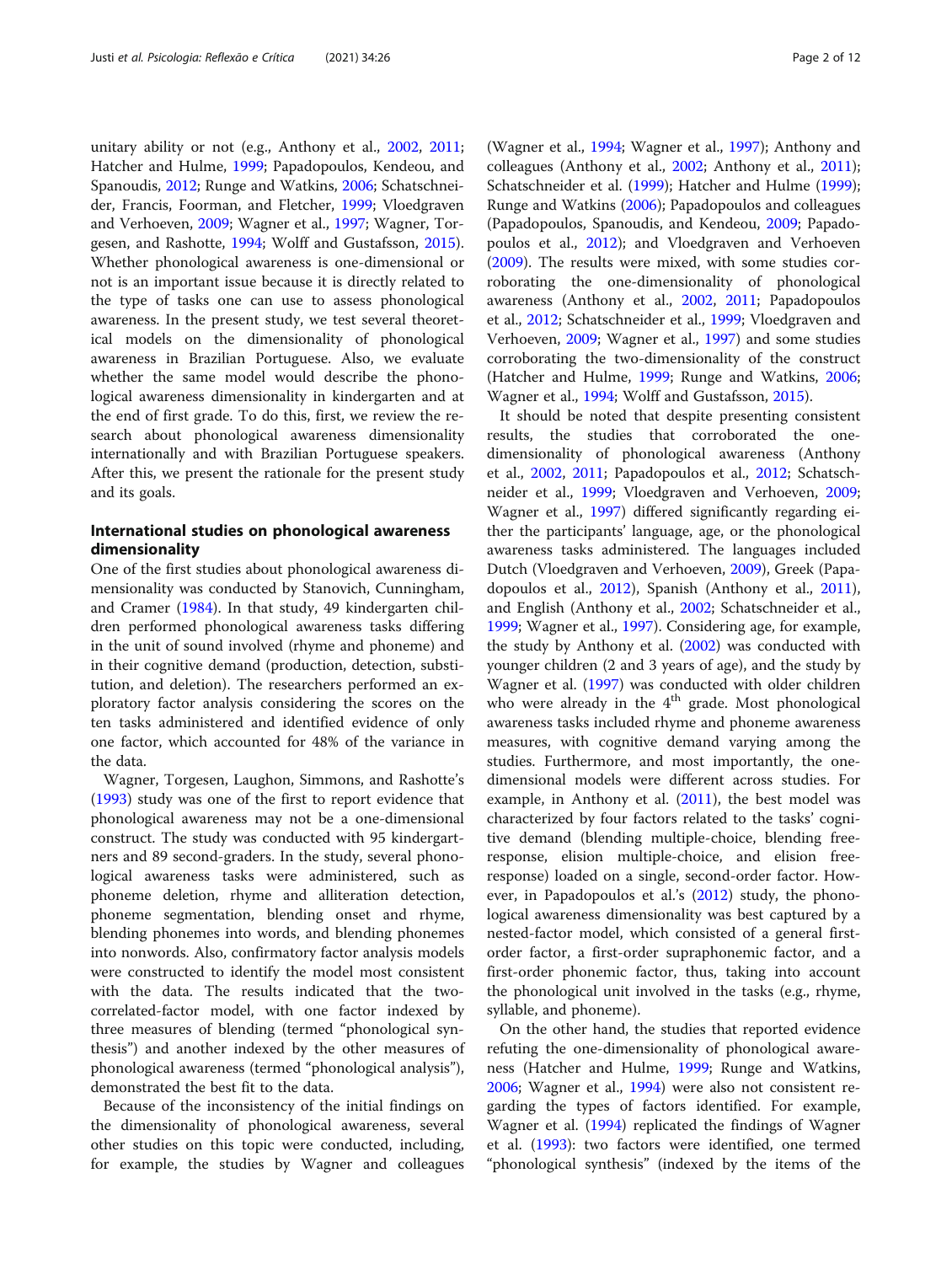unitary ability or not (e.g., Anthony et al., 2002, 2011; Hatcher and Hulme, 1999; Papadopoulos, Kendeou, and Spanoudis, 2012; Runge and Watkins, 2006; Schatschneider, Francis, Foorman, and Fletcher, 1999; Vloedgraven and Verhoeven, 2009; Wagner et al., 1997; Wagner, Torgesen, and Rashotte, 1994; Wolff and Gustafsson, 2015). Whether phonological awareness is one-dimensional or not is an important issue because it is directly related to the type of tasks one can use to assess phonological awareness. In the present study, we test several theoretical models on the dimensionality of phonological awareness in Brazilian Portuguese. Also, we evaluate whether the same model would describe the phonological awareness dimensionality in kindergarten and at the end of first grade. To do this, first, we review the research about phonological awareness dimensionality internationally and with Brazilian Portuguese speakers. After this, we present the rationale for the present study and its goals.

## International studies on phonological awareness dimensionality

One of the first studies about phonological awareness dimensionality was conducted by Stanovich, Cunningham, and Cramer (1984). In that study, 49 kindergarten children performed phonological awareness tasks differing in the unit of sound involved (rhyme and phoneme) and in their cognitive demand (production, detection, substitution, and deletion). The researchers performed an exploratory factor analysis considering the scores on the ten tasks administered and identified evidence of only one factor, which accounted for 48% of the variance in the data.

Wagner, Torgesen, Laughon, Simmons, and Rashotte's (1993) study was one of the first to report evidence that phonological awareness may not be a one-dimensional construct. The study was conducted with 95 kindergartners and 89 second-graders. In the study, several phonological awareness tasks were administered, such as phoneme deletion, rhyme and alliteration detection, phoneme segmentation, blending onset and rhyme, blending phonemes into words, and blending phonemes into nonwords. Also, confirmatory factor analysis models were constructed to identify the model most consistent with the data. The results indicated that the two-correlated-factor model, with one factor indexed by three measures of blending (termed "phonological synthesis") and another indexed by the other measures of phonological awareness (termed "phonological analysis"), demonstrated the best fit to the data.

Because of the inconsistency of the initial findings on the dimensionality of phonological awareness, several other studies on this topic were conducted, including, for example, the studies by Wagner and colleagues (Wagner et al., 1994; Wagner et al., 1997); Anthony and colleagues (Anthony et al., 2002; Anthony et al., 2011); Schatschneider et al. (1999); Hatcher and Hulme (1999); Runge and Watkins (2006); Papadopoulos and colleagues (Papadopoulos, Spanoudis, and Kendeou, 2009; Papadopoulos et al., 2012); and Vloedgraven and Verhoeven (2009). The results were mixed, with some studies corroborating the one-dimensionality of phonological awareness (Anthony et al., 2002, 2011; Papadopoulos et al., 2012; Schatschneider et al., 1999; Vloedgraven and Verhoeven, 2009; Wagner et al., 1997) and some studies corroborating the two-dimensionality of the construct (Hatcher and Hulme, 1999; Runge and Watkins, 2006; Wagner et al., 1994; Wolff and Gustafsson, 2015).

It should be noted that despite presenting consistent results, the studies that corroborated the one-dimensionality of phonological awareness (Anthony et al., 2002, 2011; Papadopoulos et al., 2012; Schatschneider et al., 1999; Vloedgraven and Verhoeven, 2009; Wagner et al., 1997) differed significantly regarding either the participants' language, age, or the phonological awareness tasks administered. The languages included Dutch (Vloedgraven and Verhoeven, 2009), Greek (Papadopoulos et al., 2012), Spanish (Anthony et al., 2011), and English (Anthony et al., 2002; Schatschneider et al., 1999; Wagner et al., 1997). Considering age, for example, the study by Anthony et al. (2002) was conducted with younger children (2 and 3 years of age), and the study by Wagner et al. (1997) was conducted with older children who were already in the 4th grade. Most phonological awareness tasks included rhyme and phoneme awareness measures, with cognitive demand varying among the studies. Furthermore, and most importantly, the one-dimensional models were different across studies. For example, in Anthony et al. (2011), the best model was characterized by four factors related to the tasks' cognitive demand (blending multiple-choice, blending free-response, elision multiple-choice, and elision free-response) loaded on a single, second-order factor. However, in Papadopoulos et al.'s (2012) study, the phonological awareness dimensionality was best captured by a nested-factor model, which consisted of a general first-order factor, a first-order supraphonemic factor, and a first-order phonemic factor, thus, taking into account the phonological unit involved in the tasks (e.g., rhyme, syllable, and phoneme).

On the other hand, the studies that reported evidence refuting the one-dimensionality of phonological awareness (Hatcher and Hulme, 1999; Runge and Watkins, 2006; Wagner et al., 1994) were also not consistent regarding the types of factors identified. For example, Wagner et al. (1994) replicated the findings of Wagner et al. (1993): two factors were identified, one termed "phonological synthesis" (indexed by the items of the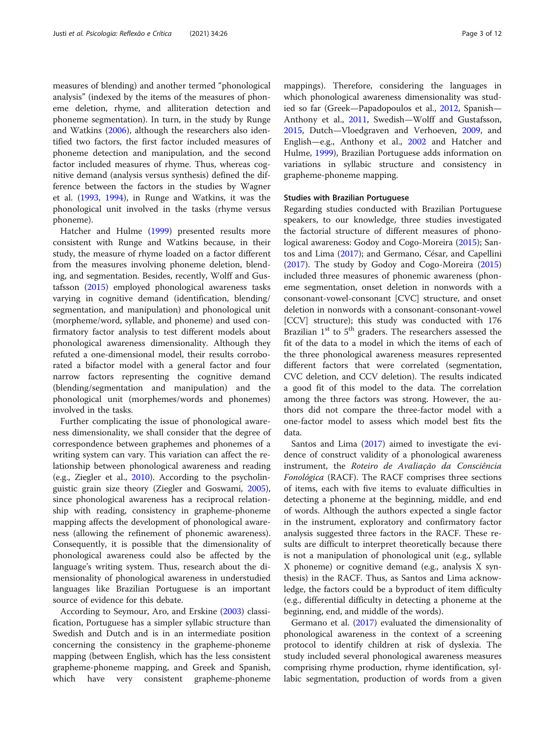measures of blending) and another termed "phonological analysis" (indexed by the items of the measures of phoneme deletion, rhyme, and alliteration detection and phoneme segmentation). In turn, in the study by Runge and Watkins (2006), although the researchers also identified two factors, the first factor included measures of phoneme detection and manipulation, and the second factor included measures of rhyme. Thus, whereas cognitive demand (analysis versus synthesis) defined the difference between the factors in the studies by Wagner et al. (1993, 1994), in Runge and Watkins, it was the phonological unit involved in the tasks (rhyme versus phoneme).

Hatcher and Hulme (1999) presented results more consistent with Runge and Watkins because, in their study, the measure of rhyme loaded on a factor different from the measures involving phoneme deletion, blending, and segmentation. Besides, recently, Wolff and Gustafsson (2015) employed phonological awareness tasks varying in cognitive demand (identification, blending/segmentation, and manipulation) and phonological unit (morpheme/word, syllable, and phoneme) and used confirmatory factor analysis to test different models about phonological awareness dimensionality. Although they refuted a one-dimensional model, their results corroborated a bifactor model with a general factor and four narrow factors representing the cognitive demand (blending/segmentation and manipulation) and the phonological unit (morphemes/words and phonemes) involved in the tasks.

Further complicating the issue of phonological awareness dimensionality, we shall consider that the degree of correspondence between graphemes and phonemes of a writing system can vary. This variation can affect the relationship between phonological awareness and reading (e.g., Ziegler et al., 2010). According to the psycholinguistic grain size theory (Ziegler and Goswami, 2005), since phonological awareness has a reciprocal relationship with reading, consistency in grapheme-phoneme mapping affects the development of phonological awareness (allowing the refinement of phonemic awareness). Consequently, it is possible that the dimensionality of phonological awareness could also be affected by the language's writing system. Thus, research about the dimensionality of phonological awareness in understudied languages like Brazilian Portuguese is an important source of evidence for this debate.

According to Seymour, Aro, and Erskine (2003) classification, Portuguese has a simpler syllabic structure than Swedish and Dutch and is in an intermediate position concerning the consistency in the grapheme-phoneme mapping (between English, which has the less consistent grapheme-phoneme mapping, and Greek and Spanish, which have very consistent grapheme-phoneme mappings). Therefore, considering the languages in which phonological awareness dimensionality was studied so far (Greek—Papadopoulos et al., 2012, Spanish—Anthony et al., 2011, Swedish—Wolff and Gustafsson, 2015, Dutch—Vloedgraven and Verhoeven, 2009, and English—e.g., Anthony et al., 2002 and Hatcher and Hulme, 1999), Brazilian Portuguese adds information on variations in syllabic structure and consistency in grapheme-phoneme mapping.

#### Studies with Brazilian Portuguese

Regarding studies conducted with Brazilian Portuguese speakers, to our knowledge, three studies investigated the factorial structure of different measures of phonological awareness: Godoy and Cogo-Moreira (2015); Santos and Lima (2017); and Germano, César, and Capellini (2017). The study by Godoy and Cogo-Moreira (2015) included three measures of phonemic awareness (phoneme segmentation, onset deletion in nonwords with a consonant-vowel-consonant [CVC] structure, and onset deletion in nonwords with a consonant-consonant-vowel [CCV] structure); this study was conducted with 176 Brazilian 1st to 5th graders. The researchers assessed the fit of the data to a model in which the items of each of the three phonological awareness measures represented different factors that were correlated (segmentation, CVC deletion, and CCV deletion). The results indicated a good fit of this model to the data. The correlation among the three factors was strong. However, the authors did not compare the three-factor model with a one-factor model to assess which model best fits the data.

Santos and Lima (2017) aimed to investigate the evidence of construct validity of a phonological awareness instrument, the *Roteiro de Avaliação da Consciência Fonológica* (RACF). The RACF comprises three sections of items, each with five items to evaluate difficulties in detecting a phoneme at the beginning, middle, and end of words. Although the authors expected a single factor in the instrument, exploratory and confirmatory factor analysis suggested three factors in the RACF. These results are difficult to interpret theoretically because there is not a manipulation of phonological unit (e.g., syllable X phoneme) or cognitive demand (e.g., analysis X synthesis) in the RACF. Thus, as Santos and Lima acknowledge, the factors could be a byproduct of item difficulty (e.g., differential difficulty in detecting a phoneme at the beginning, end, and middle of the words).

Germano et al. (2017) evaluated the dimensionality of phonological awareness in the context of a screening protocol to identify children at risk of dyslexia. The study included several phonological awareness measures comprising rhyme production, rhyme identification, syllabic segmentation, production of words from a given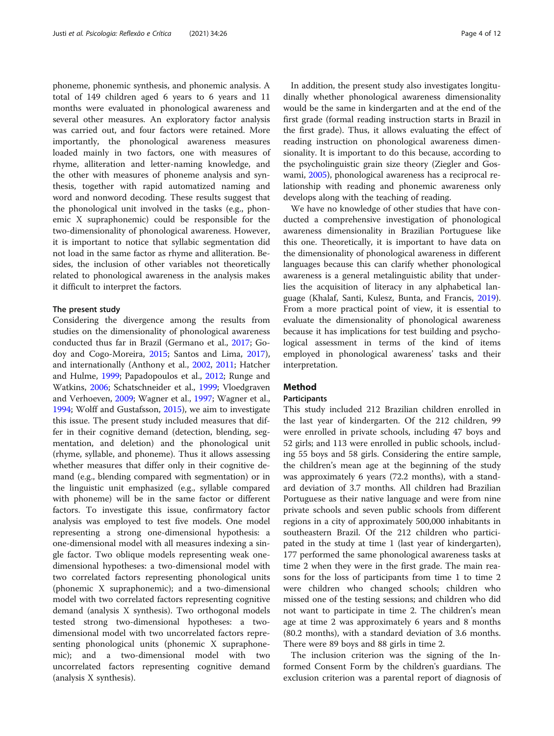phoneme, phonemic synthesis, and phonemic analysis. A total of 149 children aged 6 years to 6 years and 11 months were evaluated in phonological awareness and several other measures. An exploratory factor analysis was carried out, and four factors were retained. More importantly, the phonological awareness measures loaded mainly in two factors, one with measures of rhyme, alliteration and letter-naming knowledge, and the other with measures of phoneme analysis and synthesis, together with rapid automatized naming and word and nonword decoding. These results suggest that the phonological unit involved in the tasks (e.g., phonemic X supraphonemic) could be responsible for the two-dimensionality of phonological awareness. However, it is important to notice that syllabic segmentation did not load in the same factor as rhyme and alliteration. Besides, the inclusion of other variables not theoretically related to phonological awareness in the analysis makes it difficult to interpret the factors.

### The present study

Considering the divergence among the results from studies on the dimensionality of phonological awareness conducted thus far in Brazil (Germano et al., 2017; Godoy and Cogo-Moreira, 2015; Santos and Lima, 2017), and internationally (Anthony et al., 2002, 2011; Hatcher and Hulme, 1999; Papadopoulos et al., 2012; Runge and Watkins, 2006; Schatschneider et al., 1999; Vloedgraven and Verhoeven, 2009; Wagner et al., 1997; Wagner et al., 1994; Wolff and Gustafsson, 2015), we aim to investigate this issue. The present study included measures that differ in their cognitive demand (detection, blending, segmentation, and deletion) and the phonological unit (rhyme, syllable, and phoneme). Thus it allows assessing whether measures that differ only in their cognitive demand (e.g., blending compared with segmentation) or in the linguistic unit emphasized (e.g., syllable compared with phoneme) will be in the same factor or different factors. To investigate this issue, confirmatory factor analysis was employed to test five models. One model representing a strong one-dimensional hypothesis: a one-dimensional model with all measures indexing a single factor. Two oblique models representing weak one-dimensional hypotheses: a two-dimensional model with two correlated factors representing phonological units (phonemic X supraphonemic); and a two-dimensional model with two correlated factors representing cognitive demand (analysis X synthesis). Two orthogonal models tested strong two-dimensional hypotheses: a two-dimensional model with two uncorrelated factors representing phonological units (phonemic X supraphonemic); and a two-dimensional model with two uncorrelated factors representing cognitive demand (analysis X synthesis).

In addition, the present study also investigates longitudinally whether phonological awareness dimensionality would be the same in kindergarten and at the end of the first grade (formal reading instruction starts in Brazil in the first grade). Thus, it allows evaluating the effect of reading instruction on phonological awareness dimensionality. It is important to do this because, according to the psycholinguistic grain size theory (Ziegler and Goswami, 2005), phonological awareness has a reciprocal relationship with reading and phonemic awareness only develops along with the teaching of reading.

We have no knowledge of other studies that have conducted a comprehensive investigation of phonological awareness dimensionality in Brazilian Portuguese like this one. Theoretically, it is important to have data on the dimensionality of phonological awareness in different languages because this can clarify whether phonological awareness is a general metalinguistic ability that underlies the acquisition of literacy in any alphabetical language (Khalaf, Santi, Kulesz, Bunta, and Francis, 2019). From a more practical point of view, it is essential to evaluate the dimensionality of phonological awareness because it has implications for test building and psychological assessment in terms of the kind of items employed in phonological awareness' tasks and their interpretation.

## Method

### Participants

This study included 212 Brazilian children enrolled in the last year of kindergarten. Of the 212 children, 99 were enrolled in private schools, including 47 boys and 52 girls; and 113 were enrolled in public schools, including 55 boys and 58 girls. Considering the entire sample, the children's mean age at the beginning of the study was approximately 6 years (72.2 months), with a standard deviation of 3.7 months. All children had Brazilian Portuguese as their native language and were from nine private schools and seven public schools from different regions in a city of approximately 500,000 inhabitants in southeastern Brazil. Of the 212 children who participated in the study at time 1 (last year of kindergarten), 177 performed the same phonological awareness tasks at time 2 when they were in the first grade. The main reasons for the loss of participants from time 1 to time 2 were children who changed schools; children who missed one of the testing sessions; and children who did not want to participate in time 2. The children's mean age at time 2 was approximately 6 years and 8 months (80.2 months), with a standard deviation of 3.6 months. There were 89 boys and 88 girls in time 2.

The inclusion criterion was the signing of the Informed Consent Form by the children's guardians. The exclusion criterion was a parental report of diagnosis of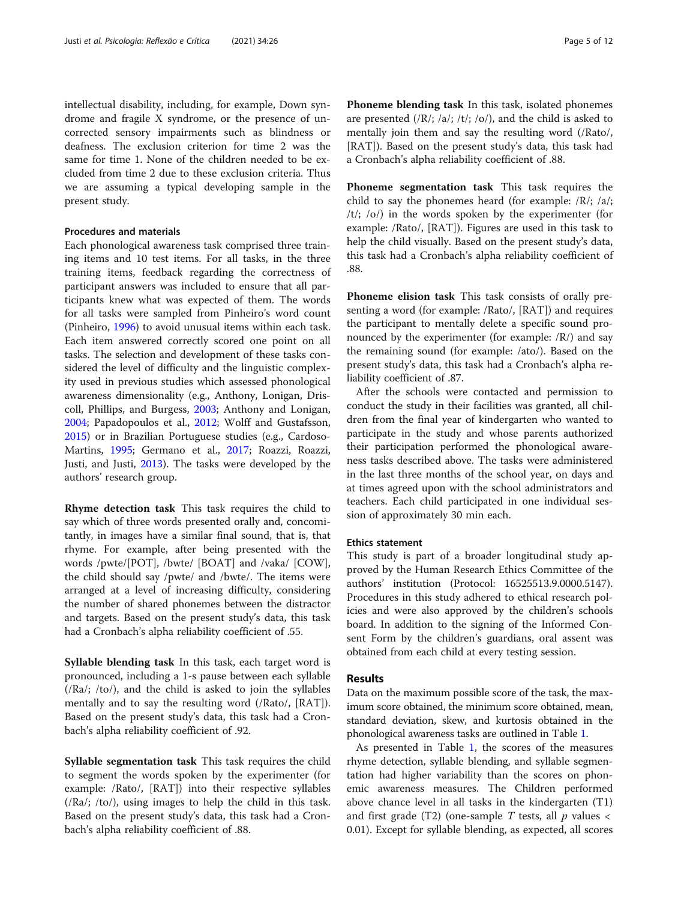intellectual disability, including, for example, Down syndrome and fragile X syndrome, or the presence of uncorrected sensory impairments such as blindness or deafness. The exclusion criterion for time 2 was the same for time 1. None of the children needed to be excluded from time 2 due to these exclusion criteria. Thus we are assuming a typical developing sample in the present study.

### Procedures and materials

Each phonological awareness task comprised three training items and 10 test items. For all tasks, in the three training items, feedback regarding the correctness of participant answers was included to ensure that all participants knew what was expected of them. The words for all tasks were sampled from Pinheiro's word count (Pinheiro, 1996) to avoid unusual items within each task. Each item answered correctly scored one point on all tasks. The selection and development of these tasks considered the level of difficulty and the linguistic complexity used in previous studies which assessed phonological awareness dimensionality (e.g., Anthony, Lonigan, Driscoll, Phillips, and Burgess, 2003; Anthony and Lonigan, 2004; Papadopoulos et al., 2012; Wolff and Gustafsson, 2015) or in Brazilian Portuguese studies (e.g., Cardoso-Martins, 1995; Germano et al., 2017; Roazzi, Roazzi, Justi, and Justi, 2013). The tasks were developed by the authors' research group.

**Rhyme detection task** This task requires the child to say which of three words presented orally and, concomitantly, in images have a similar final sound, that is, that rhyme. For example, after being presented with the words /pwte/[POT], /bwte/ [BOAT] and /vaka/ [COW], the child should say /pwte/ and /bwte/. The items were arranged at a level of increasing difficulty, considering the number of shared phonemes between the distractor and targets. Based on the present study's data, this task had a Cronbach's alpha reliability coefficient of .55.

**Syllable blending task** In this task, each target word is pronounced, including a 1-s pause between each syllable (/Ra/; /to/), and the child is asked to join the syllables mentally and to say the resulting word (/Rato/, [RAT]). Based on the present study's data, this task had a Cronbach's alpha reliability coefficient of .92.

**Syllable segmentation task** This task requires the child to segment the words spoken by the experimenter (for example: /Rato/, [RAT]) into their respective syllables (/Ra/; /to/), using images to help the child in this task. Based on the present study's data, this task had a Cronbach's alpha reliability coefficient of .88.

**Phoneme blending task** In this task, isolated phonemes are presented (/R/; /a/; /t/; /o/), and the child is asked to mentally join them and say the resulting word (/Rato/, [RAT]). Based on the present study's data, this task had a Cronbach's alpha reliability coefficient of .88.

**Phoneme segmentation task** This task requires the child to say the phonemes heard (for example: /R/; /a/; /t/; /o/) in the words spoken by the experimenter (for example: /Rato/, [RAT]). Figures are used in this task to help the child visually. Based on the present study's data, this task had a Cronbach's alpha reliability coefficient of .88.

**Phoneme elision task** This task consists of orally presenting a word (for example: /Rato/, [RAT]) and requires the participant to mentally delete a specific sound pronounced by the experimenter (for example: /R/) and say the remaining sound (for example: /ato/). Based on the present study's data, this task had a Cronbach's alpha reliability coefficient of .87.

After the schools were contacted and permission to conduct the study in their facilities was granted, all children from the final year of kindergarten who wanted to participate in the study and whose parents authorized their participation performed the phonological awareness tasks described above. The tasks were administered in the last three months of the school year, on days and at times agreed upon with the school administrators and teachers. Each child participated in one individual session of approximately 30 min each.

### Ethics statement

This study is part of a broader longitudinal study approved by the Human Research Ethics Committee of the authors' institution (Protocol: 16525513.9.0000.5147). Procedures in this study adhered to ethical research policies and were also approved by the children's schools board. In addition to the signing of the Informed Consent Form by the children's guardians, oral assent was obtained from each child at every testing session.

## Results

Data on the maximum possible score of the task, the maximum score obtained, the minimum score obtained, mean, standard deviation, skew, and kurtosis obtained in the phonological awareness tasks are outlined in Table 1.

As presented in Table 1, the scores of the measures rhyme detection, syllable blending, and syllable segmentation had higher variability than the scores on phonemic awareness measures. The Children performed above chance level in all tasks in the kindergarten (T1) and first grade (T2) (one-sample $T$ tests, all $p$ values < 0.01). Except for syllable blending, as expected, all scores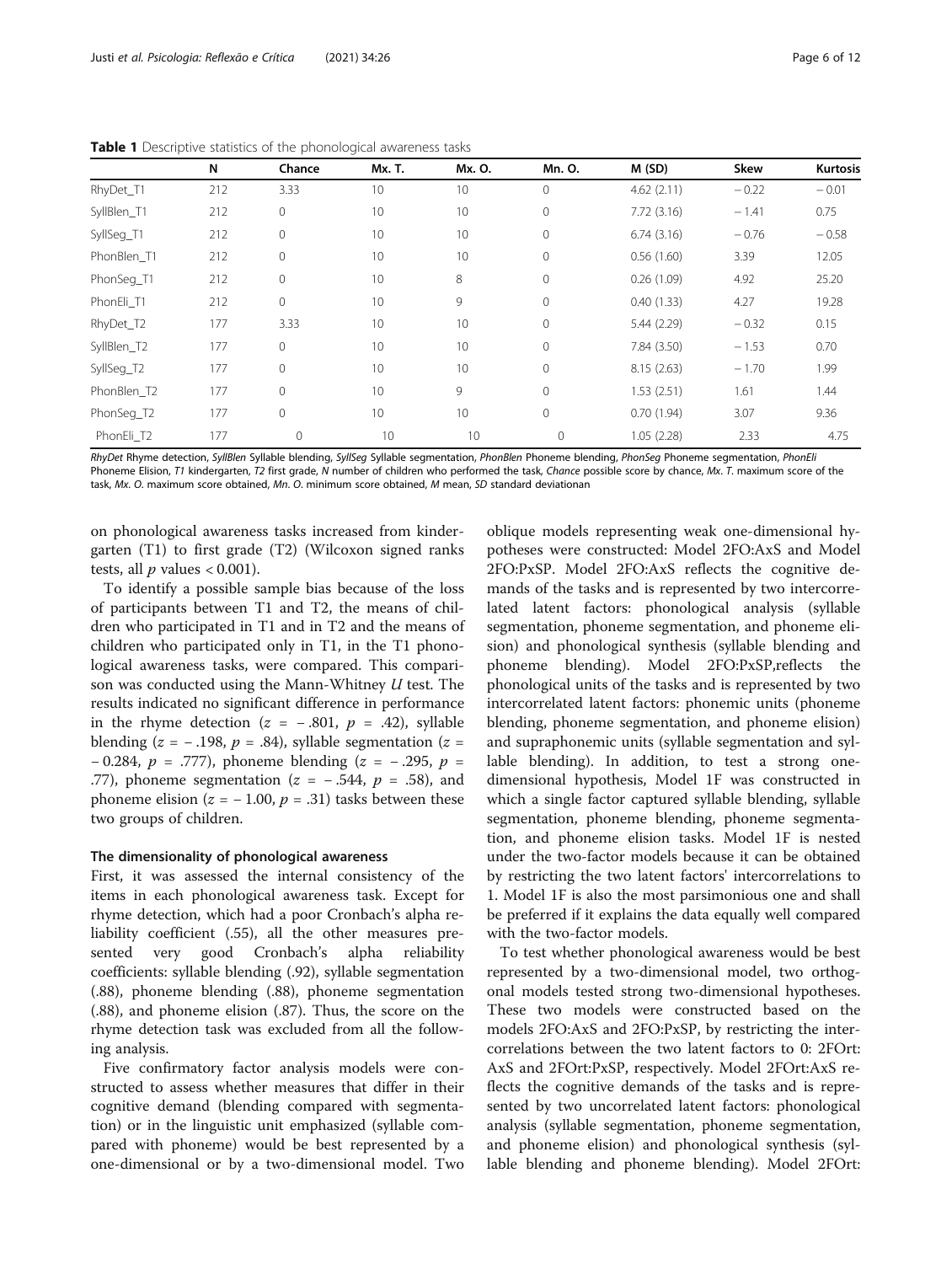**Table 1** Descriptive statistics of the phonological awareness tasks

| | N | Chance | Mx. T. | Mx. O. | Mn. O. | M (SD) | Skew | Kurtosis |
|---|---|---|---|---|---|---|---|---|
| RhyDet_T1 | 212 | 3.33 | 10 | 10 | 0 | 4.62 (2.11) | − 0.22 | − 0.01 |
| SyllBlen_T1 | 212 | 0 | 10 | 10 | 0 | 7.72 (3.16) | − 1.41 | 0.75 |
| SyllSeg_T1 | 212 | 0 | 10 | 10 | 0 | 6.74 (3.16) | − 0.76 | − 0.58 |
| PhonBlen_T1 | 212 | 0 | 10 | 10 | 0 | 0.56 (1.60) | 3.39 | 12.05 |
| PhonSeg_T1 | 212 | 0 | 10 | 8 | 0 | 0.26 (1.09) | 4.92 | 25.20 |
| PhonEli_T1 | 212 | 0 | 10 | 9 | 0 | 0.40 (1.33) | 4.27 | 19.28 |
| RhyDet_T2 | 177 | 3.33 | 10 | 10 | 0 | 5.44 (2.29) | − 0.32 | 0.15 |
| SyllBlen_T2 | 177 | 0 | 10 | 10 | 0 | 7.84 (3.50) | − 1.53 | 0.70 |
| SyllSeg_T2 | 177 | 0 | 10 | 10 | 0 | 8.15 (2.63) | − 1.70 | 1.99 |
| PhonBlen_T2 | 177 | 0 | 10 | 9 | 0 | 1.53 (2.51) | 1.61 | 1.44 |
| PhonSeg_T2 | 177 | 0 | 10 | 10 | 0 | 0.70 (1.94) | 3.07 | 9.36 |
| PhonEli_T2 | 177 | 0 | 10 | 10 | 0 | 1.05 (2.28) | 2.33 | 4.75 |

*RhyDet* Rhyme detection, *SyllBlen* Syllable blending, *SyllSeg* Syllable segmentation, *PhonBlen* Phoneme blending, *PhonSeg* Phoneme segmentation, *PhonEli* Phoneme Elision, *T1* kindergarten, *T2* first grade, *N* number of children who performed the task, *Chance* possible score by chance, *Mx. T.* maximum score of the task, *Mx. O.* maximum score obtained, *Mn. O.* minimum score obtained, *M* mean, *SD* standard deviationan

on phonological awareness tasks increased from kindergarten (T1) to first grade (T2) (Wilcoxon signed ranks tests, all $p$ values < 0.001).

To identify a possible sample bias because of the loss of participants between T1 and T2, the means of children who participated in T1 and in T2 and the means of children who participated only in T1, in the T1 phonological awareness tasks, were compared. This comparison was conducted using the Mann-Whitney $U$ test. The results indicated no significant difference in performance in the rhyme detection ($z$ = − .801, $p$ = .42), syllable blending ($z$ = − .198, $p$ = .84), syllable segmentation ($z$ = − 0.284, $p$ = .777), phoneme blending ($z$ = − .295, $p$ = .77), phoneme segmentation ($z$ = − .544, $p$ = .58), and phoneme elision ($z$ = − 1.00, $p$ = .31) tasks between these two groups of children.

### The dimensionality of phonological awareness

First, it was assessed the internal consistency of the items in each phonological awareness task. Except for rhyme detection, which had a poor Cronbach's alpha reliability coefficient (.55), all the other measures presented very good Cronbach's alpha reliability coefficients: syllable blending (.92), syllable segmentation (.88), phoneme blending (.88), phoneme segmentation (.88), and phoneme elision (.87). Thus, the score on the rhyme detection task was excluded from all the following analysis.

Five confirmatory factor analysis models were constructed to assess whether measures that differ in their cognitive demand (blending compared with segmentation) or in the linguistic unit emphasized (syllable compared with phoneme) would be best represented by a one-dimensional or by a two-dimensional model. Two oblique models representing weak one-dimensional hypotheses were constructed: Model 2FO:AxS and Model 2FO:PxSP. Model 2FO:AxS reflects the cognitive demands of the tasks and is represented by two intercorrelated latent factors: phonological analysis (syllable segmentation, phoneme segmentation, and phoneme elision) and phonological synthesis (syllable blending and phoneme blending). Model 2FO:PxSP,reflects the phonological units of the tasks and is represented by two intercorrelated latent factors: phonemic units (phoneme blending, phoneme segmentation, and phoneme elision) and supraphonemic units (syllable segmentation and syllable blending). In addition, to test a strong one-dimensional hypothesis, Model 1F was constructed in which a single factor captured syllable blending, syllable segmentation, phoneme blending, phoneme segmentation, and phoneme elision tasks. Model 1F is nested under the two-factor models because it can be obtained by restricting the two latent factors' intercorrelations to 1. Model 1F is also the most parsimonious one and shall be preferred if it explains the data equally well compared with the two-factor models.

To test whether phonological awareness would be best represented by a two-dimensional model, two orthogonal models tested strong two-dimensional hypotheses. These two models were constructed based on the models 2FO:AxS and 2FO:PxSP, by restricting the intercorrelations between the two latent factors to 0: 2FOrt:AxS and 2FOrt:PxSP, respectively. Model 2FOrt:AxS reflects the cognitive demands of the tasks and is represented by two uncorrelated latent factors: phonological analysis (syllable segmentation, phoneme segmentation, and phoneme elision) and phonological synthesis (syllable blending and phoneme blending). Model 2FOrt: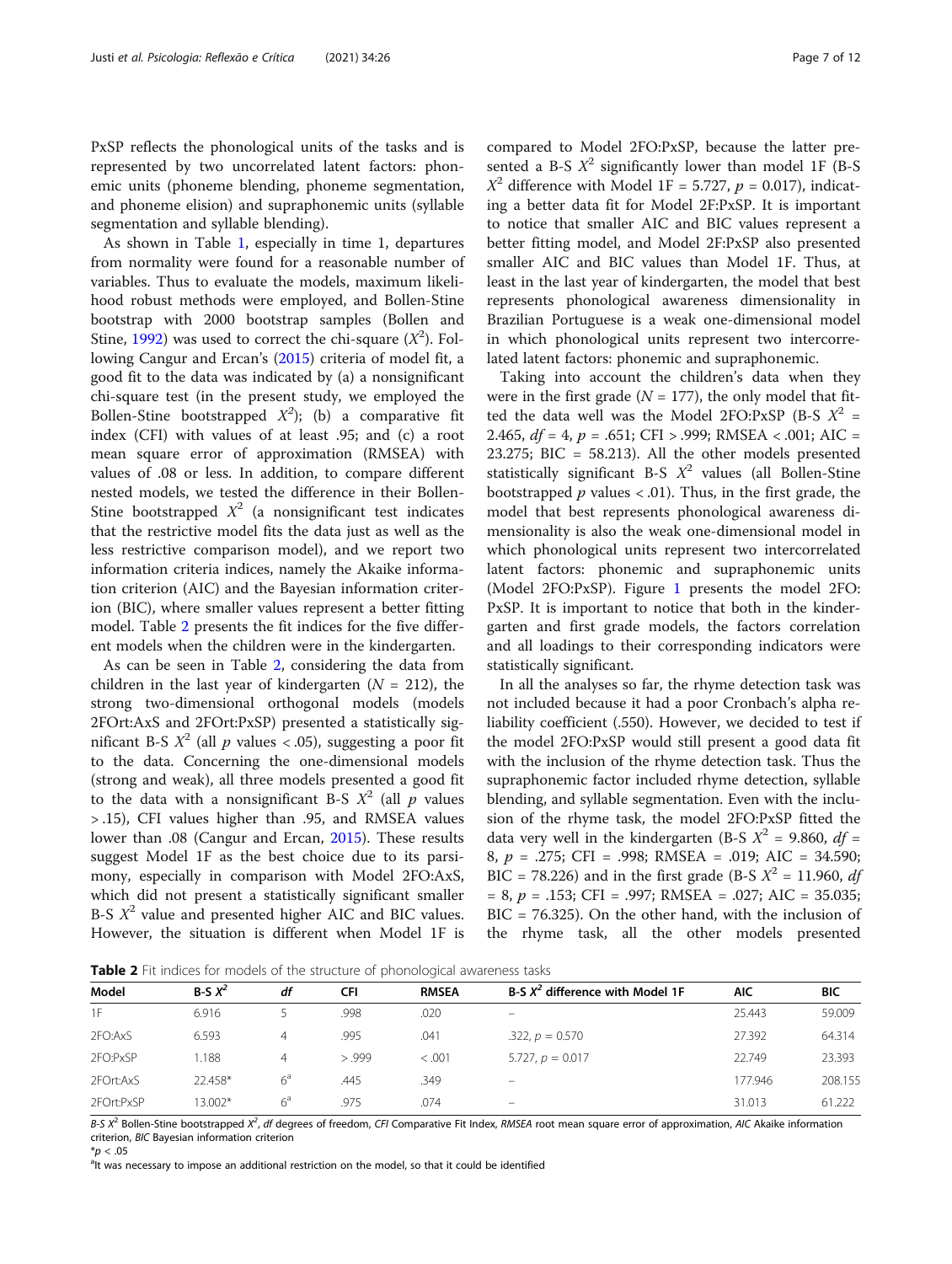PxSP reflects the phonological units of the tasks and is represented by two uncorrelated latent factors: phonemic units (phoneme blending, phoneme segmentation, and phoneme elision) and supraphonemic units (syllable segmentation and syllable blending).

As shown in Table 1, especially in time 1, departures from normality were found for a reasonable number of variables. Thus to evaluate the models, maximum likelihood robust methods were employed, and Bollen-Stine bootstrap with 2000 bootstrap samples (Bollen and Stine, 1992) was used to correct the chi-square ($X^2$). Following Cangur and Ercan's (2015) criteria of model fit, a good fit to the data was indicated by (a) a nonsignificant chi-square test (in the present study, we employed the Bollen-Stine bootstrapped $X^2$); (b) a comparative fit index (CFI) with values of at least .95; and (c) a root mean square error of approximation (RMSEA) with values of .08 or less. In addition, to compare different nested models, we tested the difference in their Bollen-Stine bootstrapped $X^2$ (a nonsignificant test indicates that the restrictive model fits the data just as well as the less restrictive comparison model), and we report two information criteria indices, namely the Akaike information criterion (AIC) and the Bayesian information criterion (BIC), where smaller values represent a better fitting model. Table 2 presents the fit indices for the five different models when the children were in the kindergarten.

As can be seen in Table 2, considering the data from children in the last year of kindergarten ($N$ = 212), the strong two-dimensional orthogonal models (models 2FOrt:AxS and 2FOrt:PxSP) presented a statistically significant B-S $X^2$ (all $p$ values < .05), suggesting a poor fit to the data. Concerning the one-dimensional models (strong and weak), all three models presented a good fit to the data with a nonsignificant B-S $X^2$ (all $p$ values > .15), CFI values higher than .95, and RMSEA values lower than .08 (Cangur and Ercan, 2015). These results suggest Model 1F as the best choice due to its parsimony, especially in comparison with Model 2FO:AxS, which did not present a statistically significant smaller B-S $X^2$ value and presented higher AIC and BIC values. However, the situation is different when Model 1F is compared to Model 2FO:PxSP, because the latter presented a B-S $X^2$ significantly lower than model 1F (B-S $X^2$ difference with Model 1F = 5.727, $p$ = 0.017), indicating a better data fit for Model 2F:PxSP. It is important to notice that smaller AIC and BIC values represent a better fitting model, and Model 2F:PxSP also presented smaller AIC and BIC values than Model 1F. Thus, at least in the last year of kindergarten, the model that best represents phonological awareness dimensionality in Brazilian Portuguese is a weak one-dimensional model in which phonological units represent two intercorrelated latent factors: phonemic and supraphonemic.

Taking into account the children's data when they were in the first grade ($N$ = 177), the only model that fitted the data well was the Model 2FO:PxSP (B-S $X^2$ = 2.465, $df$ = 4, $p$ = .651; CFI > .999; RMSEA < .001; AIC = 23.275; BIC = 58.213). All the other models presented statistically significant B-S $X^2$ values (all Bollen-Stine bootstrapped $p$ values < .01). Thus, in the first grade, the model that best represents phonological awareness dimensionality is also the weak one-dimensional model in which phonological units represent two intercorrelated latent factors: phonemic and supraphonemic units (Model 2FO:PxSP). Figure 1 presents the model 2FO:PxSP. It is important to notice that both in the kindergarten and first grade models, the factors correlation and all loadings to their corresponding indicators were statistically significant.

In all the analyses so far, the rhyme detection task was not included because it had a poor Cronbach's alpha reliability coefficient (.550). However, we decided to test if the model 2FO:PxSP would still present a good data fit with the inclusion of the rhyme detection task. Thus the supraphonemic factor included rhyme detection, syllable blending, and syllable segmentation. Even with the inclusion of the rhyme task, the model 2FO:PxSP fitted the data very well in the kindergarten (B-S $X^2$ = 9.860, $df$ = 8, $p$ = .275; CFI = .998; RMSEA = .019; AIC = 34.590; BIC = 78.226) and in the first grade (B-S $X^2$ = 11.960, $df$ = 8, $p$ = .153; CFI = .997; RMSEA = .027; AIC = 35.035; BIC = 76.325). On the other hand, with the inclusion of the rhyme task, all the other models presented

**Table 2** Fit indices for models of the structure of phonological awareness tasks

| Model | B-S $X^2$ | $df$ | CFI | RMSEA | B-S $X^2$ difference with Model 1F | AIC | BIC |
|---|---|---|---|---|---|---|---|
| 1F | 6.916 | 5 | .998 | .020 | – | 25.443 | 59.009 |
| 2FO:AxS | 6.593 | 4 | .995 | .041 | .322, $p$ = 0.570 | 27.392 | 64.314 |
| 2FO:PxSP | 1.188 | 4 | > .999 | < .001 | 5.727, $p$ = 0.017 | 22.749 | 23.393 |
| 2FOrt:AxS | 22.458* | 6[a] | .445 | .349 | – | 177.946 | 208.155 |
| 2FOrt:PxSP | 13.002* | 6[a] | .975 | .074 | – | 31.013 | 61.222 |

*B-S $X^2$* Bollen-Stine bootstrapped $X^2$, *df* degrees of freedom, *CFI* Comparative Fit Index, *RMSEA* root mean square error of approximation, *AIC* Akaike information criterion, *BIC* Bayesian information criterion

*$p$ < .05

[a]It was necessary to impose an additional restriction on the model, so that it could be identified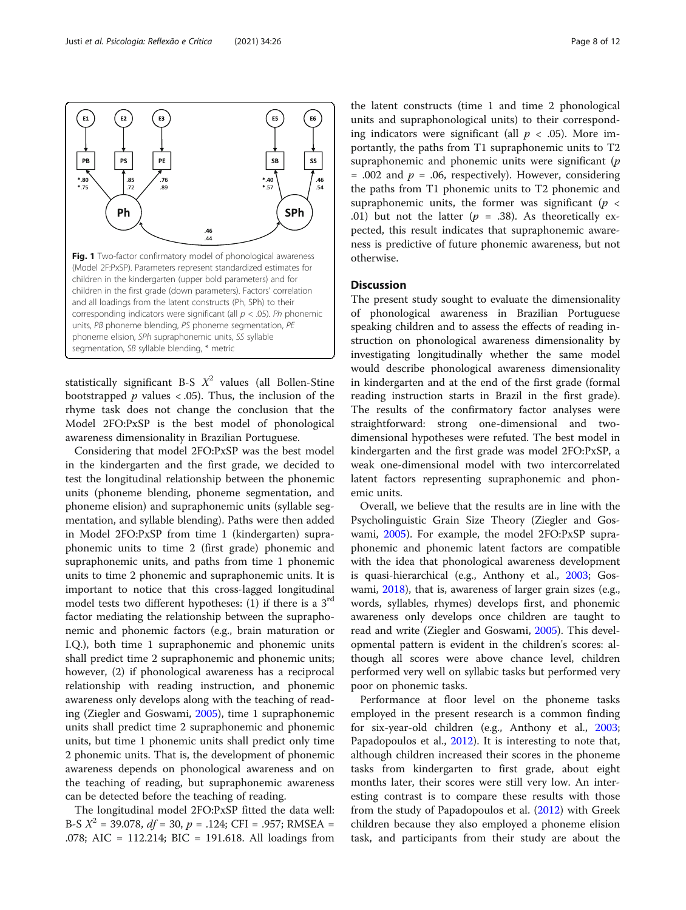Fig. 1 Two-factor confirmatory model of phonological awareness (Model 2F:PxSP). Parameters represent standardized estimates for children in the kindergarten (upper bold parameters) and for children in the first grade (down parameters). Factors' correlation and all loadings from the latent constructs (Ph, SPh) to their corresponding indicators were significant (all $p < .05$). *Ph* phonemic units, *PB* phoneme blending, *PS* phoneme segmentation, *PE* phoneme elision, *SPh* supraphonemic units, *SS* syllable segmentation, *SB* syllable blending, * metric

statistically significant B-S $X^2$ values (all Bollen-Stine bootstrapped $p$ values < .05). Thus, the inclusion of the rhyme task does not change the conclusion that the Model 2FO:PxSP is the best model of phonological awareness dimensionality in Brazilian Portuguese.

Considering that model 2FO:PxSP was the best model in the kindergarten and the first grade, we decided to test the longitudinal relationship between the phonemic units (phoneme blending, phoneme segmentation, and phoneme elision) and supraphonemic units (syllable segmentation, and syllable blending). Paths were then added in Model 2FO:PxSP from time 1 (kindergarten) supraphonemic units to time 2 (first grade) phonemic and supraphonemic units, and paths from time 1 phonemic units to time 2 phonemic and supraphonemic units. It is important to notice that this cross-lagged longitudinal model tests two different hypotheses: (1) if there is a 3rd factor mediating the relationship between the supraphonemic and phonemic factors (e.g., brain maturation or I.Q.), both time 1 supraphonemic and phonemic units shall predict time 2 supraphonemic and phonemic units; however, (2) if phonological awareness has a reciprocal relationship with reading instruction, and phonemic awareness only develops along with the teaching of reading (Ziegler and Goswami, 2005), time 1 supraphonemic units shall predict time 2 supraphonemic and phonemic units, but time 1 phonemic units shall predict only time 2 phonemic units. That is, the development of phonemic awareness depends on phonological awareness and on the teaching of reading, but supraphonemic awareness can be detected before the teaching of reading.

The longitudinal model 2FO:PxSP fitted the data well: B-S $X^2$ = 39.078, $df$ = 30, $p$ = .124; CFI = .957; RMSEA = .078; AIC = 112.214; BIC = 191.618. All loadings from the latent constructs (time 1 and time 2 phonological units and supraphonological units) to their corresponding indicators were significant (all $p$ < .05). More importantly, the paths from T1 supraphonemic units to T2 supraphonemic and phonemic units were significant ($p$ = .002 and $p$ = .06, respectively). However, considering the paths from T1 phonemic units to T2 phonemic and supraphonemic units, the former was significant ($p$ < .01) but not the latter ($p$ = .38). As theoretically expected, this result indicates that supraphonemic awareness is predictive of future phonemic awareness, but not otherwise.

## Discussion

The present study sought to evaluate the dimensionality of phonological awareness in Brazilian Portuguese speaking children and to assess the effects of reading instruction on phonological awareness dimensionality by investigating longitudinally whether the same model would describe phonological awareness dimensionality in kindergarten and at the end of the first grade (formal reading instruction starts in Brazil in the first grade). The results of the confirmatory factor analyses were straightforward: strong one-dimensional and two-dimensional hypotheses were refuted. The best model in kindergarten and the first grade was model 2FO:PxSP, a weak one-dimensional model with two intercorrelated latent factors representing supraphonemic and phonemic units.

Overall, we believe that the results are in line with the Psycholinguistic Grain Size Theory (Ziegler and Goswami, 2005). For example, the model 2FO:PxSP supraphonemic and phonemic latent factors are compatible with the idea that phonological awareness development is quasi-hierarchical (e.g., Anthony et al., 2003; Goswami, 2018), that is, awareness of larger grain sizes (e.g., words, syllables, rhymes) develops first, and phonemic awareness only develops once children are taught to read and write (Ziegler and Goswami, 2005). This developmental pattern is evident in the children's scores: although all scores were above chance level, children performed very well on syllabic tasks but performed very poor on phonemic tasks.

Performance at floor level on the phoneme tasks employed in the present research is a common finding for six-year-old children (e.g., Anthony et al., 2003; Papadopoulos et al., 2012). It is interesting to note that, although children increased their scores in the phoneme tasks from kindergarten to first grade, about eight months later, their scores were still very low. An interesting contrast is to compare these results with those from the study of Papadopoulos et al. (2012) with Greek children because they also employed a phoneme elision task, and participants from their study are about the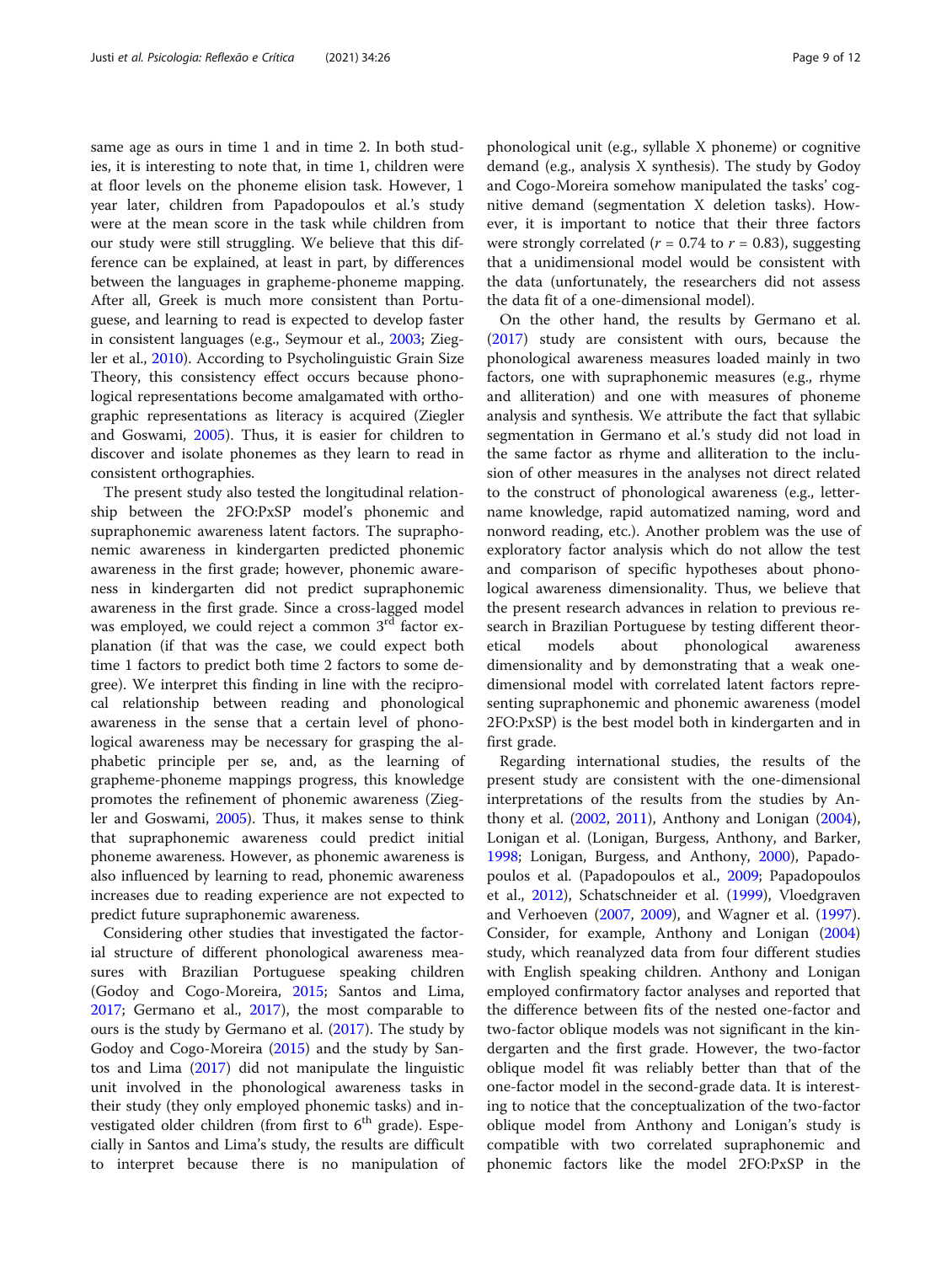same age as ours in time 1 and in time 2. In both studies, it is interesting to note that, in time 1, children were at floor levels on the phoneme elision task. However, 1 year later, children from Papadopoulos et al.'s study were at the mean score in the task while children from our study were still struggling. We believe that this difference can be explained, at least in part, by differences between the languages in grapheme-phoneme mapping. After all, Greek is much more consistent than Portuguese, and learning to read is expected to develop faster in consistent languages (e.g., Seymour et al., 2003; Ziegler et al., 2010). According to Psycholinguistic Grain Size Theory, this consistency effect occurs because phonological representations become amalgamated with orthographic representations as literacy is acquired (Ziegler and Goswami, 2005). Thus, it is easier for children to discover and isolate phonemes as they learn to read in consistent orthographies.

The present study also tested the longitudinal relationship between the 2FO:PxSP model's phonemic and supraphonemic awareness latent factors. The supraphonemic awareness in kindergarten predicted phonemic awareness in the first grade; however, phonemic awareness in kindergarten did not predict supraphonemic awareness in the first grade. Since a cross-lagged model was employed, we could reject a common 3rd factor explanation (if that was the case, we could expect both time 1 factors to predict both time 2 factors to some degree). We interpret this finding in line with the reciprocal relationship between reading and phonological awareness in the sense that a certain level of phonological awareness may be necessary for grasping the alphabetic principle per se, and, as the learning of grapheme-phoneme mappings progress, this knowledge promotes the refinement of phonemic awareness (Ziegler and Goswami, 2005). Thus, it makes sense to think that supraphonemic awareness could predict initial phoneme awareness. However, as phonemic awareness is also influenced by learning to read, phonemic awareness increases due to reading experience are not expected to predict future supraphonemic awareness.

Considering other studies that investigated the factorial structure of different phonological awareness measures with Brazilian Portuguese speaking children (Godoy and Cogo-Moreira, 2015; Santos and Lima, 2017; Germano et al., 2017), the most comparable to ours is the study by Germano et al. (2017). The study by Godoy and Cogo-Moreira (2015) and the study by Santos and Lima (2017) did not manipulate the linguistic unit involved in the phonological awareness tasks in their study (they only employed phonemic tasks) and investigated older children (from first to 6th grade). Especially in Santos and Lima's study, the results are difficult to interpret because there is no manipulation of phonological unit (e.g., syllable X phoneme) or cognitive demand (e.g., analysis X synthesis). The study by Godoy and Cogo-Moreira somehow manipulated the tasks' cognitive demand (segmentation X deletion tasks). However, it is important to notice that their three factors were strongly correlated ($r$ = 0.74 to $r$ = 0.83), suggesting that a unidimensional model would be consistent with the data (unfortunately, the researchers did not assess the data fit of a one-dimensional model).

On the other hand, the results by Germano et al. (2017) study are consistent with ours, because the phonological awareness measures loaded mainly in two factors, one with supraphonemic measures (e.g., rhyme and alliteration) and one with measures of phoneme analysis and synthesis. We attribute the fact that syllabic segmentation in Germano et al.'s study did not load in the same factor as rhyme and alliteration to the inclusion of other measures in the analyses not direct related to the construct of phonological awareness (e.g., letter-name knowledge, rapid automatized naming, word and nonword reading, etc.). Another problem was the use of exploratory factor analysis which do not allow the test and comparison of specific hypotheses about phonological awareness dimensionality. Thus, we believe that the present research advances in relation to previous research in Brazilian Portuguese by testing different theoretical models about phonological awareness dimensionality and by demonstrating that a weak one-dimensional model with correlated latent factors representing supraphonemic and phonemic awareness (model 2FO:PxSP) is the best model both in kindergarten and in first grade.

Regarding international studies, the results of the present study are consistent with the one-dimensional interpretations of the results from the studies by Anthony et al. (2002, 2011), Anthony and Lonigan (2004), Lonigan et al. (Lonigan, Burgess, Anthony, and Barker, 1998; Lonigan, Burgess, and Anthony, 2000), Papadopoulos et al. (Papadopoulos et al., 2009; Papadopoulos et al., 2012), Schatschneider et al. (1999), Vloedgraven and Verhoeven (2007, 2009), and Wagner et al. (1997). Consider, for example, Anthony and Lonigan (2004) study, which reanalyzed data from four different studies with English speaking children. Anthony and Lonigan employed confirmatory factor analyses and reported that the difference between fits of the nested one-factor and two-factor oblique models was not significant in the kindergarten and the first grade. However, the two-factor oblique model fit was reliably better than that of the one-factor model in the second-grade data. It is interesting to notice that the conceptualization of the two-factor oblique model from Anthony and Lonigan's study is compatible with two correlated supraphonemic and phonemic factors like the model 2FO:PxSP in the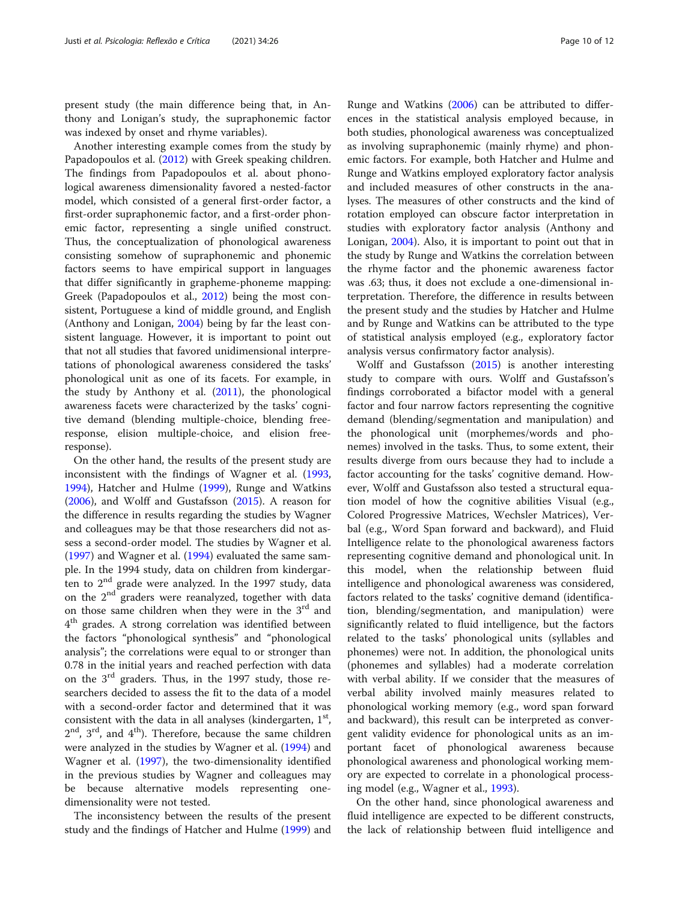present study (the main difference being that, in Anthony and Lonigan's study, the supraphonemic factor was indexed by onset and rhyme variables).

Another interesting example comes from the study by Papadopoulos et al. (2012) with Greek speaking children. The findings from Papadopoulos et al. about phonological awareness dimensionality favored a nested-factor model, which consisted of a general first-order factor, a first-order supraphonemic factor, and a first-order phonemic factor, representing a single unified construct. Thus, the conceptualization of phonological awareness consisting somehow of supraphonemic and phonemic factors seems to have empirical support in languages that differ significantly in grapheme-phoneme mapping: Greek (Papadopoulos et al., 2012) being the most consistent, Portuguese a kind of middle ground, and English (Anthony and Lonigan, 2004) being by far the least consistent language. However, it is important to point out that not all studies that favored unidimensional interpretations of phonological awareness considered the tasks' phonological unit as one of its facets. For example, in the study by Anthony et al. (2011), the phonological awareness facets were characterized by the tasks' cognitive demand (blending multiple-choice, blending free-response, elision multiple-choice, and elision free-response).

On the other hand, the results of the present study are inconsistent with the findings of Wagner et al. (1993, 1994), Hatcher and Hulme (1999), Runge and Watkins (2006), and Wolff and Gustafsson (2015). A reason for the difference in results regarding the studies by Wagner and colleagues may be that those researchers did not assess a second-order model. The studies by Wagner et al. (1997) and Wagner et al. (1994) evaluated the same sample. In the 1994 study, data on children from kindergarten to 2nd grade were analyzed. In the 1997 study, data on the 2nd graders were reanalyzed, together with data on those same children when they were in the 3rd and 4th grades. A strong correlation was identified between the factors "phonological synthesis" and "phonological analysis"; the correlations were equal to or stronger than 0.78 in the initial years and reached perfection with data on the 3rd graders. Thus, in the 1997 study, those researchers decided to assess the fit to the data of a model with a second-order factor and determined that it was consistent with the data in all analyses (kindergarten, 1st, 2nd, 3rd, and 4th). Therefore, because the same children were analyzed in the studies by Wagner et al. (1994) and Wagner et al. (1997), the two-dimensionality identified in the previous studies by Wagner and colleagues may be because alternative models representing one-dimensionality were not tested.

The inconsistency between the results of the present study and the findings of Hatcher and Hulme (1999) and Runge and Watkins (2006) can be attributed to differences in the statistical analysis employed because, in both studies, phonological awareness was conceptualized as involving supraphonemic (mainly rhyme) and phonemic factors. For example, both Hatcher and Hulme and Runge and Watkins employed exploratory factor analysis and included measures of other constructs in the analyses. The measures of other constructs and the kind of rotation employed can obscure factor interpretation in studies with exploratory factor analysis (Anthony and Lonigan, 2004). Also, it is important to point out that in the study by Runge and Watkins the correlation between the rhyme factor and the phonemic awareness factor was .63; thus, it does not exclude a one-dimensional interpretation. Therefore, the difference in results between the present study and the studies by Hatcher and Hulme and by Runge and Watkins can be attributed to the type of statistical analysis employed (e.g., exploratory factor analysis versus confirmatory factor analysis).

Wolff and Gustafsson (2015) is another interesting study to compare with ours. Wolff and Gustafsson's findings corroborated a bifactor model with a general factor and four narrow factors representing the cognitive demand (blending/segmentation and manipulation) and the phonological unit (morphemes/words and phonemes) involved in the tasks. Thus, to some extent, their results diverge from ours because they had to include a factor accounting for the tasks' cognitive demand. However, Wolff and Gustafsson also tested a structural equation model of how the cognitive abilities Visual (e.g., Colored Progressive Matrices, Wechsler Matrices), Verbal (e.g., Word Span forward and backward), and Fluid Intelligence relate to the phonological awareness factors representing cognitive demand and phonological unit. In this model, when the relationship between fluid intelligence and phonological awareness was considered, factors related to the tasks' cognitive demand (identification, blending/segmentation, and manipulation) were significantly related to fluid intelligence, but the factors related to the tasks' phonological units (syllables and phonemes) were not. In addition, the phonological units (phonemes and syllables) had a moderate correlation with verbal ability. If we consider that the measures of verbal ability involved mainly measures related to phonological working memory (e.g., word span forward and backward), this result can be interpreted as convergent validity evidence for phonological units as an important facet of phonological awareness because phonological awareness and phonological working memory are expected to correlate in a phonological processing model (e.g., Wagner et al., 1993).

On the other hand, since phonological awareness and fluid intelligence are expected to be different constructs, the lack of relationship between fluid intelligence and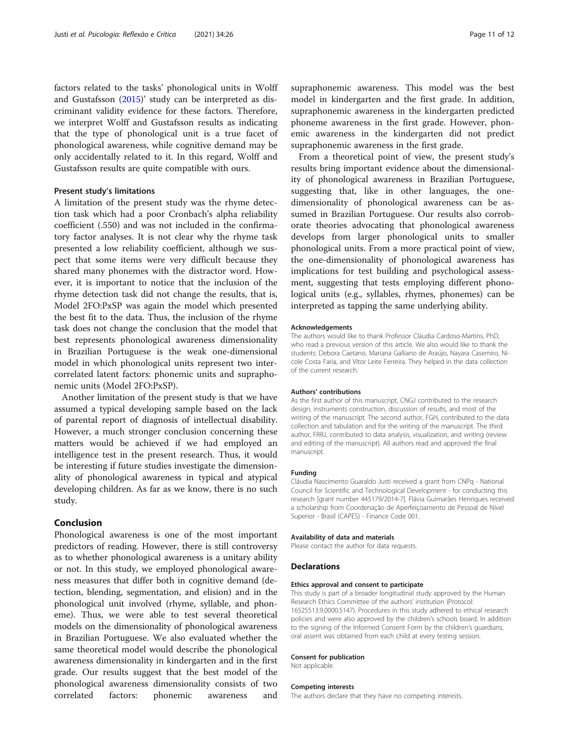factors related to the tasks' phonological units in Wolff and Gustafsson (2015)' study can be interpreted as discriminant validity evidence for these factors. Therefore, we interpret Wolff and Gustafsson results as indicating that the type of phonological unit is a true facet of phonological awareness, while cognitive demand may be only accidentally related to it. In this regard, Wolff and Gustafsson results are quite compatible with ours.

### Present study's limitations

A limitation of the present study was the rhyme detection task which had a poor Cronbach's alpha reliability coefficient (.550) and was not included in the confirmatory factor analyses. It is not clear why the rhyme task presented a low reliability coefficient, although we suspect that some items were very difficult because they shared many phonemes with the distractor word. However, it is important to notice that the inclusion of the rhyme detection task did not change the results, that is, Model 2FO:PxSP was again the model which presented the best fit to the data. Thus, the inclusion of the rhyme task does not change the conclusion that the model that best represents phonological awareness dimensionality in Brazilian Portuguese is the weak one-dimensional model in which phonological units represent two intercorrelated latent factors: phonemic units and supraphonemic units (Model 2FO:PxSP).

Another limitation of the present study is that we have assumed a typical developing sample based on the lack of parental report of diagnosis of intellectual disability. However, a much stronger conclusion concerning these matters would be achieved if we had employed an intelligence test in the present research. Thus, it would be interesting if future studies investigate the dimensionality of phonological awareness in typical and atypical developing children. As far as we know, there is no such study.

## Conclusion

Phonological awareness is one of the most important predictors of reading. However, there is still controversy as to whether phonological awareness is a unitary ability or not. In this study, we employed phonological awareness measures that differ both in cognitive demand (detection, blending, segmentation, and elision) and in the phonological unit involved (rhyme, syllable, and phoneme). Thus, we were able to test several theoretical models on the dimensionality of phonological awareness in Brazilian Portuguese. We also evaluated whether the same theoretical model would describe the phonological awareness dimensionality in kindergarten and in the first grade. Our results suggest that the best model of the phonological awareness dimensionality consists of two correlated factors: phonemic awareness and supraphonemic awareness. This model was the best model in kindergarten and the first grade. In addition, supraphonemic awareness in the kindergarten predicted phoneme awareness in the first grade. However, phonemic awareness in the kindergarten did not predict supraphonemic awareness in the first grade.

From a theoretical point of view, the present study's results bring important evidence about the dimensionality of phonological awareness in Brazilian Portuguese, suggesting that, like in other languages, the one-dimensionality of phonological awareness can be assumed in Brazilian Portuguese. Our results also corroborate theories advocating that phonological awareness develops from larger phonological units to smaller phonological units. From a more practical point of view, the one-dimensionality of phonological awareness has implications for test building and psychological assessment, suggesting that tests employing different phonological units (e.g., syllables, rhymes, phonemes) can be interpreted as tapping the same underlying ability.

#### Acknowledgements

The authors would like to thank Professor Cláudia Cardoso-Martins, PhD, who read a previous version of this article. We also would like to thank the students: Debora Caetano, Mariana Galliano de Araújo, Nayara Casemiro, Nicole Costa Faria, and Vitor Leite Ferreira. They helped in the data collection of the current research.

#### Authors' contributions

As the first author of this manuscript, CNGJ contributed to the research design, instruments construction, discussion of results, and most of the writing of the manuscript. The second author, FGH, contributed to the data collection and tabulation and for the writing of the manuscript. The third author, FRRJ, contributed to data analysis, visualization, and writing (review and editing of the manuscript). All authors read and approved the final manuscript.

#### Funding

Cláudia Nascimento Guaraldo Justi received a grant from CNPq - National Council for Scientific and Technological Development - for conducting this research [grant number 445179/2014-7]. Flávia Guimarães Henriques received a scholarship from Coordenação de Aperfeiçoamento de Pessoal de Nível Superior - Brasil (CAPES) - Finance Code 001.

#### Availability of data and materials

Please contact the author for data requests.

## Declarations

#### Ethics approval and consent to participate

This study is part of a broader longitudinal study approved by the Human Research Ethics Committee of the authors' institution (Protocol: 16525513.9.0000.5147). Procedures in this study adhered to ethical research policies and were also approved by the children's schools board. In addition to the signing of the Informed Consent Form by the children's guardians, oral assent was obtained from each child at every testing session.

#### Consent for publication

Not applicable.

#### Competing interests

The authors declare that they have no competing interests.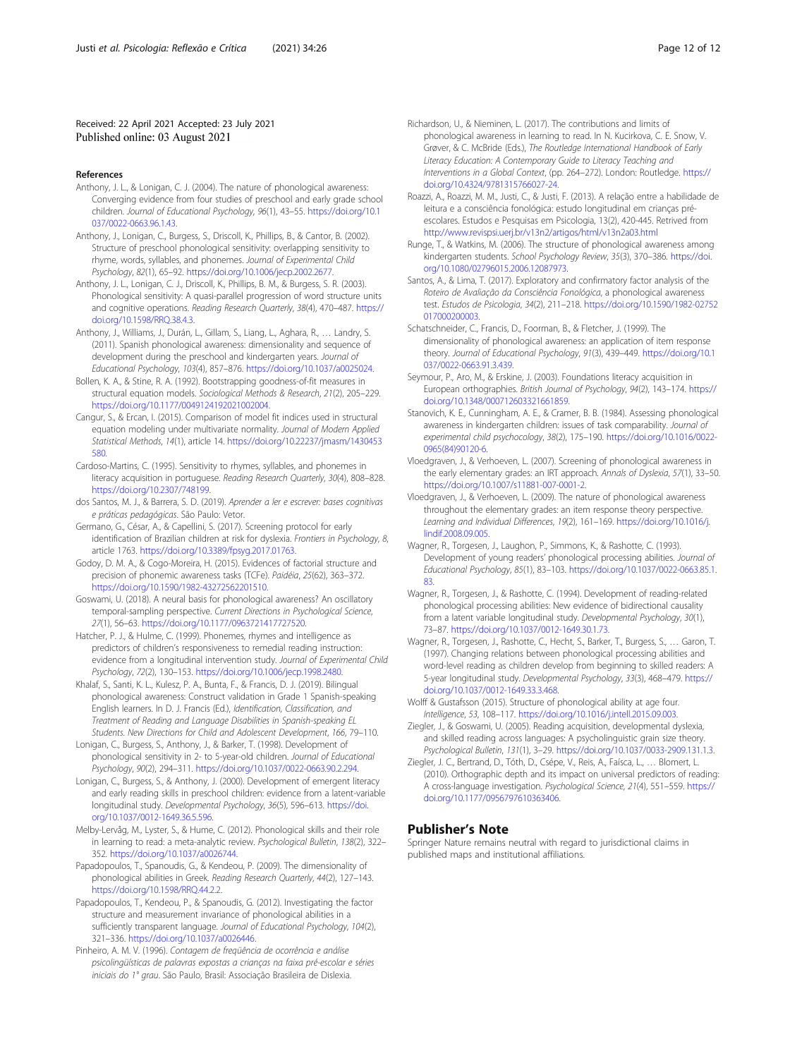Received: 22 April 2021 Accepted: 23 July 2021
Published online: 03 August 2021

### References

Anthony, J. L., & Lonigan, C. J. (2004). The nature of phonological awareness: Converging evidence from four studies of preschool and early grade school children. *Journal of Educational Psychology*, *96*(1), 43–55. https://doi.org/10.1037/0022-0663.96.1.43.

Anthony, J., Lonigan, C., Burgess, S., Driscoll, K., Phillips, B., & Cantor, B. (2002). Structure of preschool phonological sensitivity: overlapping sensitivity to rhyme, words, syllables, and phonemes. *Journal of Experimental Child Psychology*, *82*(1), 65–92. https://doi.org/10.1006/jecp.2002.2677.

Anthony, J. L., Lonigan, C. J., Driscoll, K., Phillips, B. M., & Burgess, S. R. (2003). Phonological sensitivity: A quasi-parallel progression of word structure units and cognitive operations. *Reading Research Quarterly*, *38*(4), 470–487. https://doi.org/10.1598/RRQ.38.4.3.

Anthony, J., Williams, J., Durán, L., Gillam, S., Liang, L., Aghara, R., … Landry, S. (2011). Spanish phonological awareness: dimensionality and sequence of development during the preschool and kindergarten years. *Journal of Educational Psychology*, *103*(4), 857–876. https://doi.org/10.1037/a0025024.

Bollen, K. A., & Stine, R. A. (1992). Bootstrapping goodness-of-fit measures in structural equation models. *Sociological Methods & Research*, *21*(2), 205–229. https://doi.org/10.1177/0049124192021002004.

Cangur, S., & Ercan, I. (2015). Comparison of model fit indices used in structural equation modeling under multivariate normality. *Journal of Modern Applied Statistical Methods*, *14*(1), article 14. https://doi.org/10.22237/jmasm/1430453580.

Cardoso-Martins, C. (1995). Sensitivity to rhymes, syllables, and phonemes in literacy acquisition in portuguese. *Reading Research Quarterly*, *30*(4), 808–828. https://doi.org/10.2307/748199.

dos Santos, M. J., & Barrera, S. D. (2019). *Aprender a ler e escrever: bases cognitivas e práticas pedagógicas*. São Paulo: Vetor.

Germano, G., César, A., & Capellini, S. (2017). Screening protocol for early identification of Brazilian children at risk for dyslexia. *Frontiers in Psychology*, *8*, article 1763. https://doi.org/10.3389/fpsyg.2017.01763.

Godoy, D. M. A., & Cogo-Moreira, H. (2015). Evidences of factorial structure and precision of phonemic awareness tasks (TCFe). *Paidéia*, *25*(62), 363–372. https://doi.org/10.1590/1982-43272562201510.

Goswami, U. (2018). A neural basis for phonological awareness? An oscillatory temporal-sampling perspective. *Current Directions in Psychological Science*, *27*(1), 56–63. https://doi.org/10.1177/0963721417727520.

Hatcher, P. J., & Hulme, C. (1999). Phonemes, rhymes and intelligence as predictors of children's responsiveness to remedial reading instruction: evidence from a longitudinal intervention study. *Journal of Experimental Child Psychology*, *72*(2), 130–153. https://doi.org/10.1006/jecp.1998.2480.

Khalaf, S., Santi, K. L., Kulesz, P. A., Bunta, F., & Francis, D. J. (2019). Bilingual phonological awareness: Construct validation in Grade 1 Spanish-speaking English learners. In D. J. Francis (Ed.), *Identification, Classification, and Treatment of Reading and Language Disabilities in Spanish-speaking EL Students. New Directions for Child and Adolescent Development*, *166*, 79–110.

Lonigan, C., Burgess, S., Anthony, J., & Barker, T. (1998). Development of phonological sensitivity in 2- to 5-year-old children. *Journal of Educational Psychology*, *90*(2), 294–311. https://doi.org/10.1037/0022-0663.90.2.294.

Lonigan, C., Burgess, S., & Anthony, J. (2000). Development of emergent literacy and early reading skills in preschool children: evidence from a latent-variable longitudinal study. *Developmental Psychology*, *36*(5), 596–613. https://doi.org/10.1037/0012-1649.36.5.596.

Melby-Lervåg, M., Lyster, S., & Hume, C. (2012). Phonological skills and their role in learning to read: a meta-analytic review. *Psychological Bulletin*, *138*(2), 322–352. https://doi.org/10.1037/a0026744.

Papadopoulos, T., Spanoudis, G., & Kendeou, P. (2009). The dimensionality of phonological abilities in Greek. *Reading Research Quarterly*, *44*(2), 127–143. https://doi.org/10.1598/RRQ.44.2.2.

Papadopoulos, T., Kendeou, P., & Spanoudis, G. (2012). Investigating the factor structure and measurement invariance of phonological abilities in a sufficiently transparent language. *Journal of Educational Psychology*, *104*(2), 321–336. https://doi.org/10.1037/a0026446.

Pinheiro, A. M. V. (1996). *Contagem de freqüência de ocorrência e análise psicolingüísticas de palavras expostas a crianças na faixa pré-escolar e séries iniciais do 1° grau*. São Paulo, Brasil: Associação Brasileira de Dislexia.

Richardson, U., & Nieminen, L. (2017). The contributions and limits of phonological awareness in learning to read. In N. Kucirkova, C. E. Snow, V. Grøver, & C. McBride (Eds.), *The Routledge International Handbook of Early Literacy Education: A Contemporary Guide to Literacy Teaching and Interventions in a Global Context*, (pp. 264–272). London: Routledge. https://doi.org/10.4324/9781315766027-24.

Roazzi, A., Roazzi, M. M., Justi, C., & Justi, F. (2013). A relação entre a habilidade de leitura e a consciência fonológica: estudo longitudinal em crianças pré-escolares. Estudos e Pesquisas em Psicologia, 13(2), 420-445. Retrived from http://www.revispsi.uerj.br/v13n2/artigos/html/v13n2a03.html

Runge, T., & Watkins, M. (2006). The structure of phonological awareness among kindergarten students. *School Psychology Review*, *35*(3), 370–386. https://doi.org/10.1080/02796015.2006.12087973.

Santos, A., & Lima, T. (2017). Exploratory and confirmatory factor analysis of the *Roteiro de Avaliação da Consciência Fonológica*, a phonological awareness test. *Estudos de Psicologia*, *34*(2), 211–218. https://doi.org/10.1590/1982-02752017000200003.

Schatschneider, C., Francis, D., Foorman, B., & Fletcher, J. (1999). The dimensionality of phonological awareness: an application of item response theory. *Journal of Educational Psychology*, *91*(3), 439–449. https://doi.org/10.1037/0022-0663.91.3.439.

Seymour, P., Aro, M., & Erskine, J. (2003). Foundations literacy acquisition in European orthographies. *British Journal of Psychology*, *94*(2), 143–174. https://doi.org/10.1348/000712603321661859.

Stanovich, K. E., Cunningham, A. E., & Cramer, B. B. (1984). Assessing phonological awareness in kindergarten children: issues of task comparability. *Journal of experimental child psychocology*, *38*(2), 175–190. https://doi.org/10.1016/0022-0965(84)90120-6.

Vloedgraven, J., & Verhoeven, L. (2007). Screening of phonological awareness in the early elementary grades: an IRT approach. *Annals of Dyslexia*, *57*(1), 33–50. https://doi.org/10.1007/s11881-007-0001-2.

Vloedgraven, J., & Verhoeven, L. (2009). The nature of phonological awareness throughout the elementary grades: an item response theory perspective. *Learning and Individual Differences*, *19*(2), 161–169. https://doi.org/10.1016/j.lindif.2008.09.005.

Wagner, R., Torgesen, J., Laughon, P., Simmons, K., & Rashotte, C. (1993). Development of young readers' phonological processing abilities. *Journal of Educational Psychology*, *85*(1), 83–103. https://doi.org/10.1037/0022-0663.85.1.83.

Wagner, R., Torgesen, J., & Rashotte, C. (1994). Development of reading-related phonological processing abilities: New evidence of bidirectional causality from a latent variable longitudinal study. *Developmental Psychology*, *30*(1), 73–87. https://doi.org/10.1037/0012-1649.30.1.73.

Wagner, R., Torgesen, J., Rashotte, C., Hecht, S., Barker, T., Burgess, S., … Garon, T. (1997). Changing relations between phonological processing abilities and word-level reading as children develop from beginning to skilled readers: A 5-year longitudinal study. *Developmental Psychology*, *33*(3), 468–479. https://doi.org/10.1037/0012-1649.33.3.468.

Wolff & Gustafsson (2015). Structure of phonological ability at age four. *Intelligence*, *53*, 108–117. https://doi.org/10.1016/j.intell.2015.09.003.

Ziegler, J., & Goswami, U. (2005). Reading acquisition, developmental dyslexia, and skilled reading across languages: A psycholinguistic grain size theory. *Psychological Bulletin*, *131*(1), 3–29. https://doi.org/10.1037/0033-2909.131.1.3.

Ziegler, J. C., Bertrand, D., Tóth, D., Csépe, V., Reis, A., Faísca, L., … Blomert, L. (2010). Orthographic depth and its impact on universal predictors of reading: A cross-language investigation. *Psychological Science*, *21*(4), 551–559. https://doi.org/10.1177/0956797610363406.

## Publisher's Note

Springer Nature remains neutral with regard to jurisdictional claims in published maps and institutional affiliations.